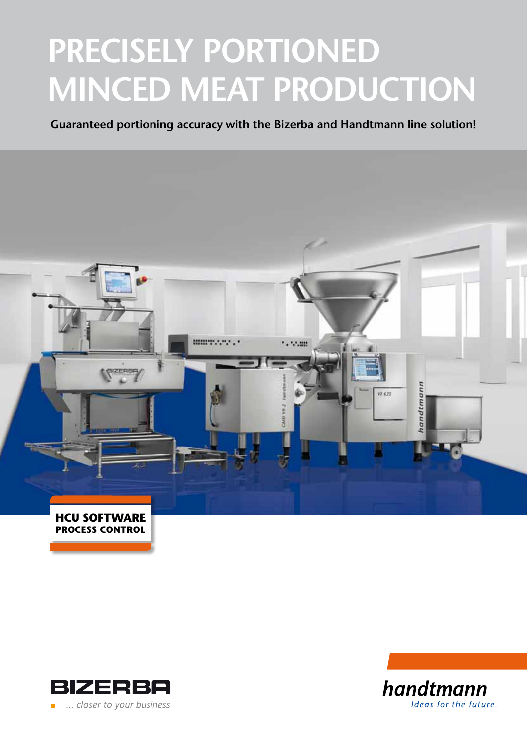# PRECISELY PORTIONED MINCED MEAT PRODUCTION

**Guaranteed portioning accuracy with the Bizerba and Handtmann line solution!**

**HCU SOFTWARE**
**PROCESS CONTROL**

BIZERBA
*... closer to your business*

*handtmann*
*Ideas for the future.*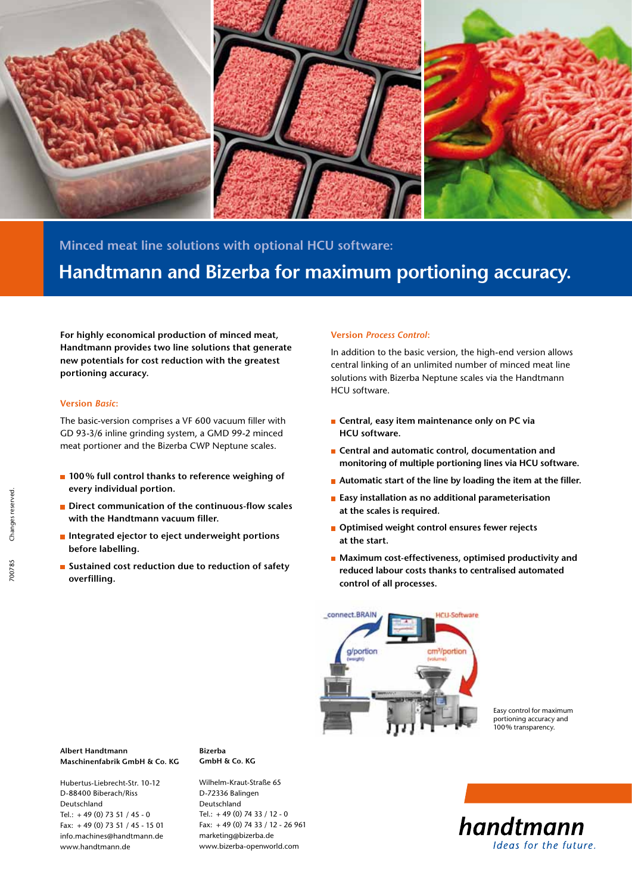Minced meat line solutions with optional HCU software:

# Handtmann and Bizerba for maximum portioning accuracy.

**For highly economical production of minced meat, Handtmann provides two line solutions that generate new potentials for cost reduction with the greatest portioning accuracy.**

### Version *Basic*:

The basic-version comprises a VF 600 vacuum filler with GD 93-3/6 inline grinding system, a GMD 99-2 minced meat portioner and the Bizerba CWP Neptune scales.

- **100% full control thanks to reference weighing of every individual portion.**
- **Direct communication of the continuous-flow scales with the Handtmann vacuum filler.**
- **Integrated ejector to eject underweight portions before labelling.**
- **Sustained cost reduction due to reduction of safety overfilling.**

### Version *Process Control*:

In addition to the basic version, the high-end version allows central linking of an unlimited number of minced meat line solutions with Bizerba Neptune scales via the Handtmann HCU software.

- **Central, easy item maintenance only on PC via HCU software.**
- **Central and automatic control, documentation and monitoring of multiple portioning lines via HCU software.**
- **Automatic start of the line by loading the item at the filler.**
- **Easy installation as no additional parameterisation at the scales is required.**
- **Optimised weight control ensures fewer rejects at the start.**
- **Maximum cost-effectiveness, optimised productivity and reduced labour costs thanks to centralised automated control of all processes.**

_connect.BRAIN
HCU-Software
g/portion (weight)
cm³/portion (volume)

Easy control for maximum portioning accuracy and 100% transparency.

**Albert Handtmann Maschinenfabrik GmbH & Co. KG**

Hubertus-Liebrecht-Str. 10-12
D-88400 Biberach/Riss
Deutschland
Tel.: + 49 (0) 73 51 / 45 - 0
Fax: + 49 (0) 73 51 / 45 - 15 01
info.machines@handtmann.de
www.handtmann.de

**Bizerba GmbH & Co. KG**

Wilhelm-Kraut-Straße 65
D-72336 Balingen
Deutschland
Tel.: + 49 (0) 74 33 / 12 - 0
Fax: + 49 (0) 74 33 / 12 - 26 961
marketing@bizerba.de
www.bizerba-openworld.com

handtmann
*Ideas for the future.*

700785 Changes reserved.